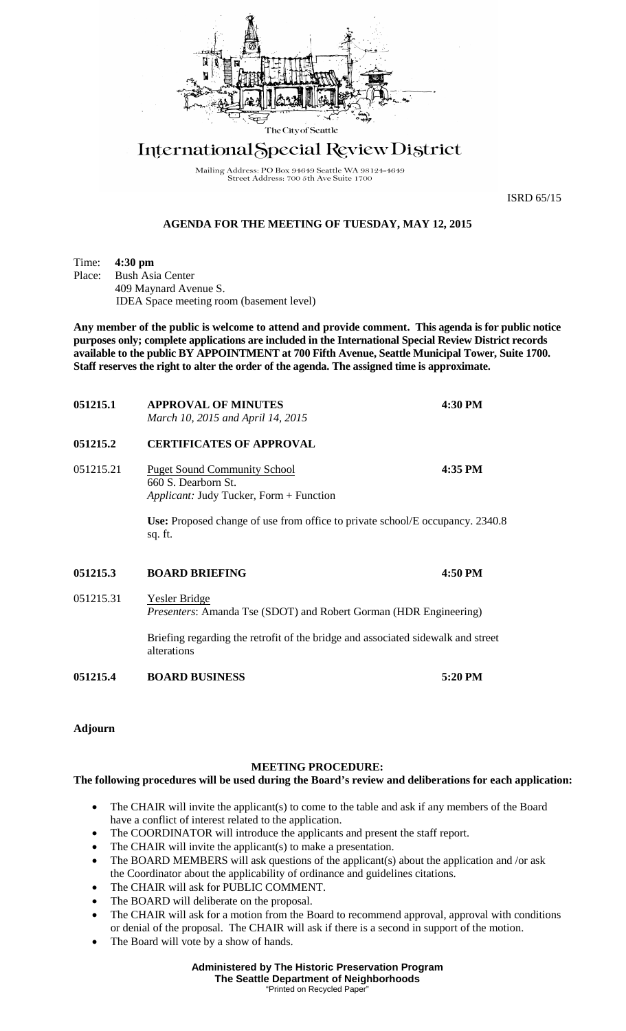The City of Seattle

# International Special Review District

Mailing Address: PO Box 94649 Seattle WA 98124-4649
Street Address: 700 5th Ave Suite 1700

ISRD 65/15

## AGENDA FOR THE MEETING OF TUESDAY, MAY 12, 2015

Time: **4:30 pm**
Place: Bush Asia Center
409 Maynard Avenue S.
IDEA Space meeting room (basement level)

**Any member of the public is welcome to attend and provide comment. This agenda is for public notice purposes only; complete applications are included in the International Special Review District records available to the public BY APPOINTMENT at 700 Fifth Avenue, Seattle Municipal Tower, Suite 1700. Staff reserves the right to alter the order of the agenda. The assigned time is approximate.**

**051215.1** **APPROVAL OF MINUTES** **4:30 PM**
*March 10, 2015 and April 14, 2015*

**051215.2** **CERTIFICATES OF APPROVAL**

051215.21 Puget Sound Community School **4:35 PM**
660 S. Dearborn St.
*Applicant:* Judy Tucker, Form + Function

**Use:** Proposed change of use from office to private school/E occupancy. 2340.8 sq. ft.

**051215.3** **BOARD BRIEFING** **4:50 PM**

051215.31 Yesler Bridge
*Presenters*: Amanda Tse (SDOT) and Robert Gorman (HDR Engineering)

Briefing regarding the retrofit of the bridge and associated sidewalk and street alterations

**051215.4** **BOARD BUSINESS** **5:20 PM**

**Adjourn**

### MEETING PROCEDURE:

**The following procedures will be used during the Board's review and deliberations for each application:**

- The CHAIR will invite the applicant(s) to come to the table and ask if any members of the Board have a conflict of interest related to the application.
- The COORDINATOR will introduce the applicants and present the staff report.
- The CHAIR will invite the applicant(s) to make a presentation.
- The BOARD MEMBERS will ask questions of the applicant(s) about the application and /or ask the Coordinator about the applicability of ordinance and guidelines citations.
- The CHAIR will ask for PUBLIC COMMENT.
- The BOARD will deliberate on the proposal.
- The CHAIR will ask for a motion from the Board to recommend approval, approval with conditions or denial of the proposal. The CHAIR will ask if there is a second in support of the motion.
- The Board will vote by a show of hands.

**Administered by The Historic Preservation Program**
**The Seattle Department of Neighborhoods**
"Printed on Recycled Paper"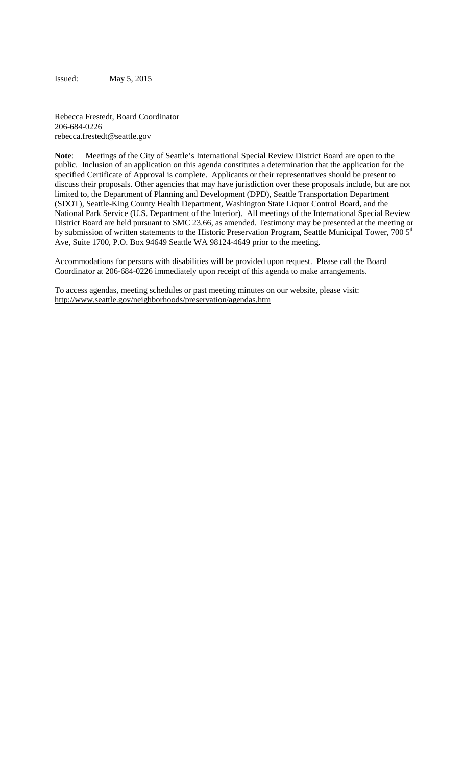Issued: May 5, 2015

Rebecca Frestedt, Board Coordinator
206-684-0226
rebecca.frestedt@seattle.gov

**Note**: Meetings of the City of Seattle's International Special Review District Board are open to the public. Inclusion of an application on this agenda constitutes a determination that the application for the specified Certificate of Approval is complete. Applicants or their representatives should be present to discuss their proposals. Other agencies that may have jurisdiction over these proposals include, but are not limited to, the Department of Planning and Development (DPD), Seattle Transportation Department (SDOT), Seattle-King County Health Department, Washington State Liquor Control Board, and the National Park Service (U.S. Department of the Interior). All meetings of the International Special Review District Board are held pursuant to SMC 23.66, as amended. Testimony may be presented at the meeting or by submission of written statements to the Historic Preservation Program, Seattle Municipal Tower, 700 5th Ave, Suite 1700, P.O. Box 94649 Seattle WA 98124-4649 prior to the meeting.

Accommodations for persons with disabilities will be provided upon request. Please call the Board Coordinator at 206-684-0226 immediately upon receipt of this agenda to make arrangements.

To access agendas, meeting schedules or past meeting minutes on our website, please visit:
http://www.seattle.gov/neighborhoods/preservation/agendas.htm